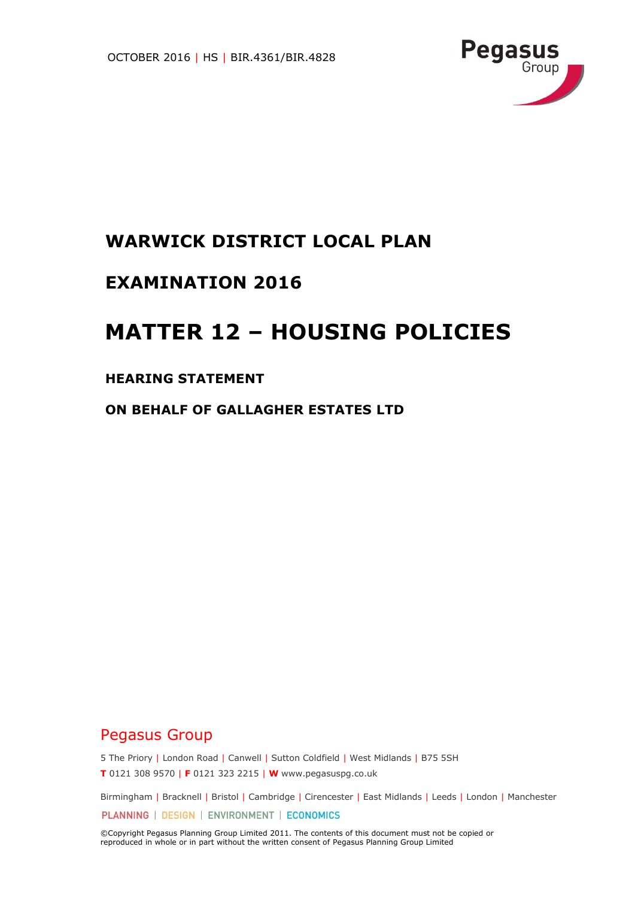OCTOBER 2016 | HS | BIR.4361/BIR.4828

Pegasus Group

# WARWICK DISTRICT LOCAL PLAN

# EXAMINATION 2016

# MATTER 12 – HOUSING POLICIES

## HEARING STATEMENT

## ON BEHALF OF GALLAGHER ESTATES LTD

Pegasus Group

5 The Priory | London Road | Canwell | Sutton Coldfield | West Midlands | B75 5SH

**T** 0121 308 9570 | **F** 0121 323 2215 | **W** www.pegasuspg.co.uk

Birmingham | Bracknell | Bristol | Cambridge | Cirencester | East Midlands | Leeds | London | Manchester

PLANNING | DESIGN | ENVIRONMENT | ECONOMICS

©Copyright Pegasus Planning Group Limited 2011. The contents of this document must not be copied or reproduced in whole or in part without the written consent of Pegasus Planning Group Limited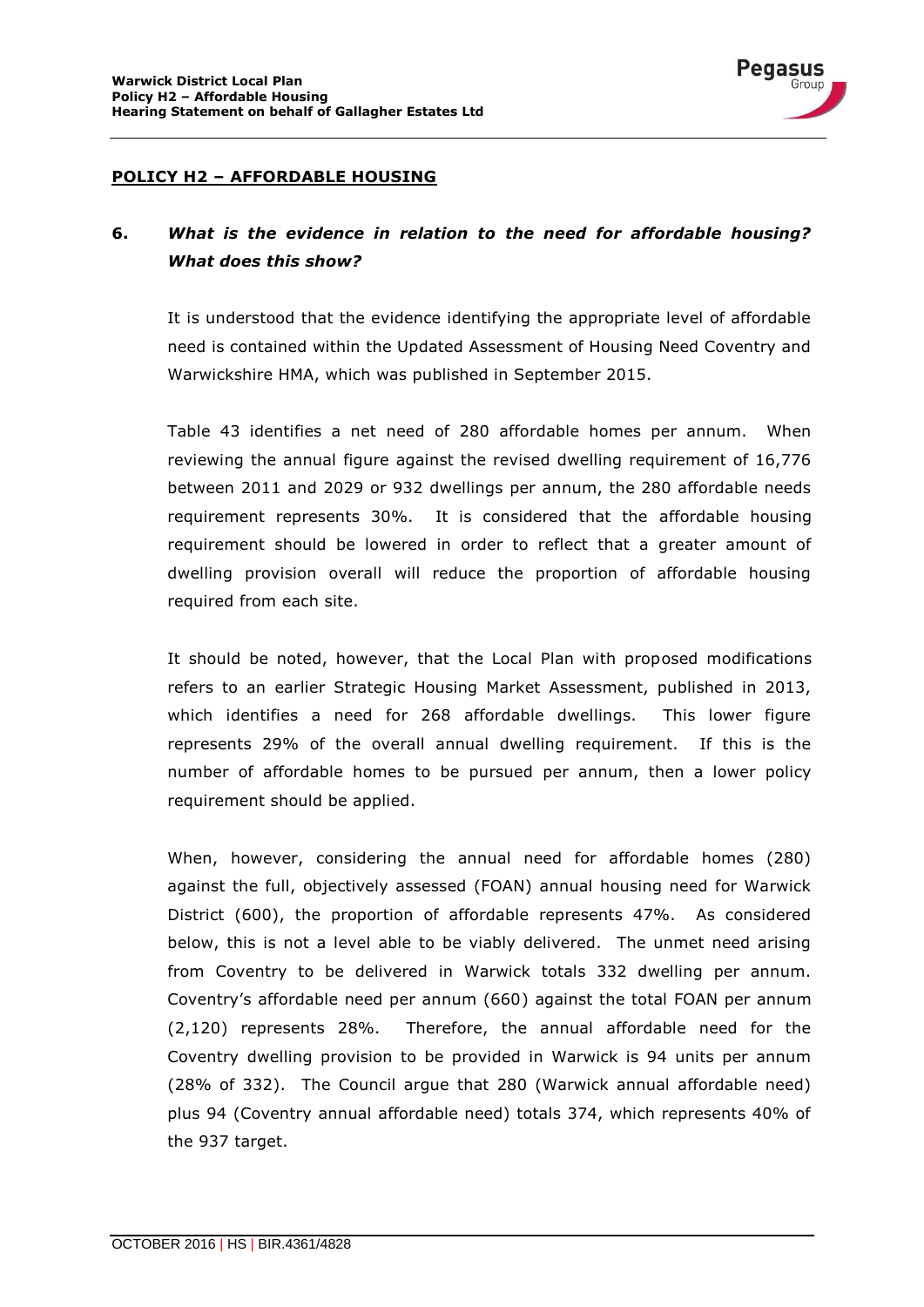**POLICY H2 – AFFORDABLE HOUSING**

**6.** ***What is the evidence in relation to the need for affordable housing? What does this show?***

It is understood that the evidence identifying the appropriate level of affordable need is contained within the Updated Assessment of Housing Need Coventry and Warwickshire HMA, which was published in September 2015.

Table 43 identifies a net need of 280 affordable homes per annum. When reviewing the annual figure against the revised dwelling requirement of 16,776 between 2011 and 2029 or 932 dwellings per annum, the 280 affordable needs requirement represents 30%. It is considered that the affordable housing requirement should be lowered in order to reflect that a greater amount of dwelling provision overall will reduce the proportion of affordable housing required from each site.

It should be noted, however, that the Local Plan with proposed modifications refers to an earlier Strategic Housing Market Assessment, published in 2013, which identifies a need for 268 affordable dwellings. This lower figure represents 29% of the overall annual dwelling requirement. If this is the number of affordable homes to be pursued per annum, then a lower policy requirement should be applied.

When, however, considering the annual need for affordable homes (280) against the full, objectively assessed (FOAN) annual housing need for Warwick District (600), the proportion of affordable represents 47%. As considered below, this is not a level able to be viably delivered. The unmet need arising from Coventry to be delivered in Warwick totals 332 dwelling per annum. Coventry's affordable need per annum (660) against the total FOAN per annum (2,120) represents 28%. Therefore, the annual affordable need for the Coventry dwelling provision to be provided in Warwick is 94 units per annum (28% of 332). The Council argue that 280 (Warwick annual affordable need) plus 94 (Coventry annual affordable need) totals 374, which represents 40% of the 937 target.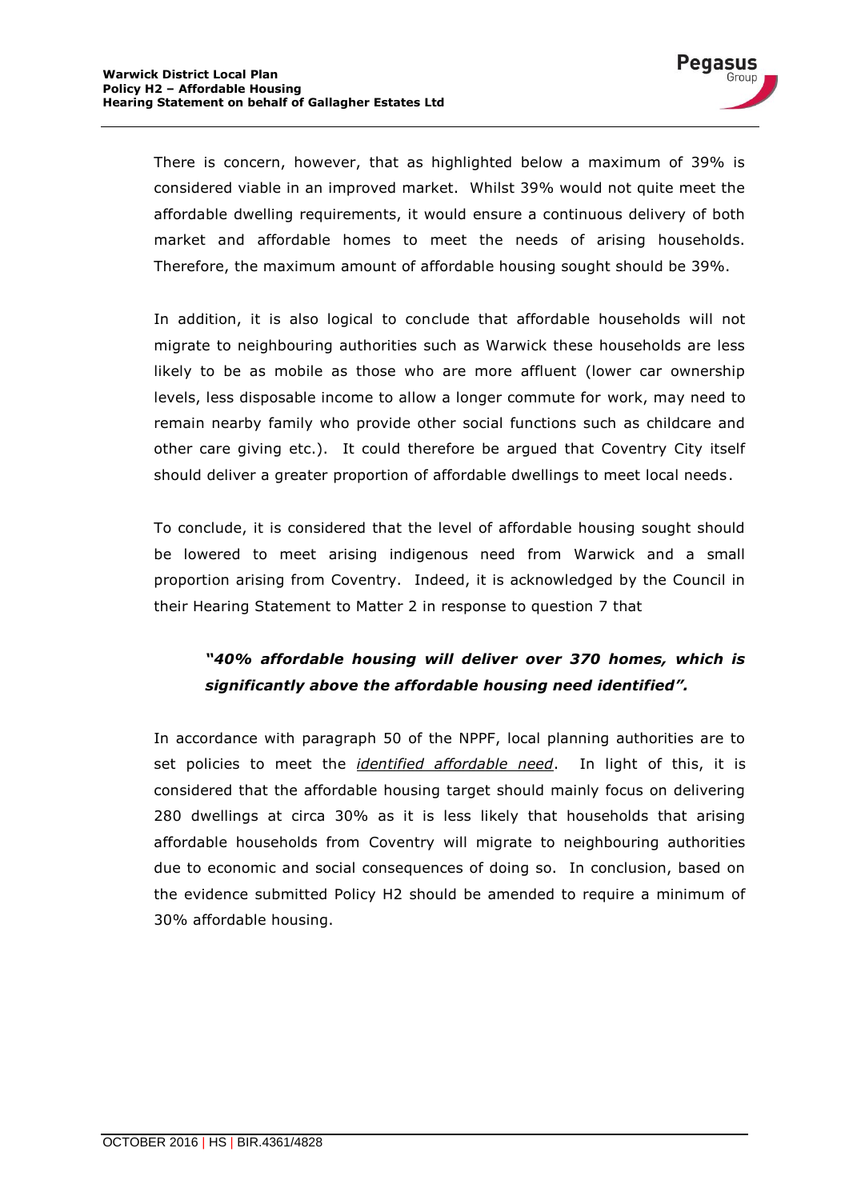There is concern, however, that as highlighted below a maximum of 39% is considered viable in an improved market. Whilst 39% would not quite meet the affordable dwelling requirements, it would ensure a continuous delivery of both market and affordable homes to meet the needs of arising households. Therefore, the maximum amount of affordable housing sought should be 39%.

In addition, it is also logical to conclude that affordable households will not migrate to neighbouring authorities such as Warwick these households are less likely to be as mobile as those who are more affluent (lower car ownership levels, less disposable income to allow a longer commute for work, may need to remain nearby family who provide other social functions such as childcare and other care giving etc.). It could therefore be argued that Coventry City itself should deliver a greater proportion of affordable dwellings to meet local needs.

To conclude, it is considered that the level of affordable housing sought should be lowered to meet arising indigenous need from Warwick and a small proportion arising from Coventry. Indeed, it is acknowledged by the Council in their Hearing Statement to Matter 2 in response to question 7 that

> ***"40% affordable housing will deliver over 370 homes, which is significantly above the affordable housing need identified".***

In accordance with paragraph 50 of the NPPF, local planning authorities are to set policies to meet the *identified affordable need*. In light of this, it is considered that the affordable housing target should mainly focus on delivering 280 dwellings at circa 30% as it is less likely that households that arising affordable households from Coventry will migrate to neighbouring authorities due to economic and social consequences of doing so. In conclusion, based on the evidence submitted Policy H2 should be amended to require a minimum of 30% affordable housing.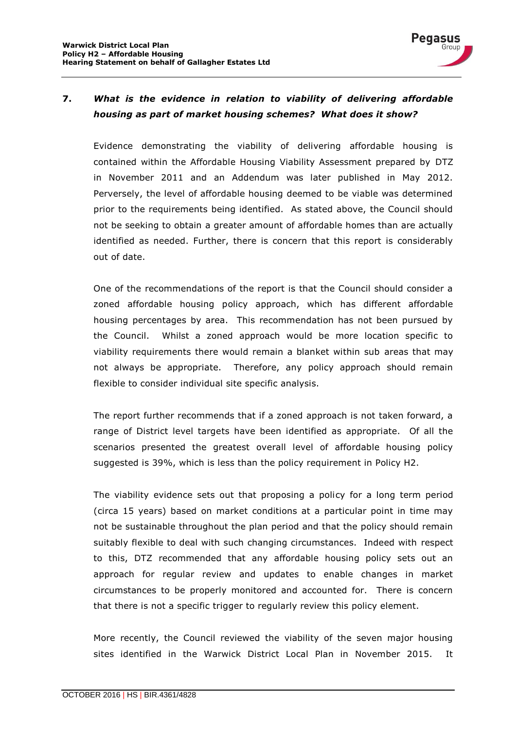## 7. *What is the evidence in relation to viability of delivering affordable housing as part of market housing schemes? What does it show?*

Evidence demonstrating the viability of delivering affordable housing is contained within the Affordable Housing Viability Assessment prepared by DTZ in November 2011 and an Addendum was later published in May 2012. Perversely, the level of affordable housing deemed to be viable was determined prior to the requirements being identified. As stated above, the Council should not be seeking to obtain a greater amount of affordable homes than are actually identified as needed. Further, there is concern that this report is considerably out of date.

One of the recommendations of the report is that the Council should consider a zoned affordable housing policy approach, which has different affordable housing percentages by area. This recommendation has not been pursued by the Council. Whilst a zoned approach would be more location specific to viability requirements there would remain a blanket within sub areas that may not always be appropriate. Therefore, any policy approach should remain flexible to consider individual site specific analysis.

The report further recommends that if a zoned approach is not taken forward, a range of District level targets have been identified as appropriate. Of all the scenarios presented the greatest overall level of affordable housing policy suggested is 39%, which is less than the policy requirement in Policy H2.

The viability evidence sets out that proposing a policy for a long term period (circa 15 years) based on market conditions at a particular point in time may not be sustainable throughout the plan period and that the policy should remain suitably flexible to deal with such changing circumstances. Indeed with respect to this, DTZ recommended that any affordable housing policy sets out an approach for regular review and updates to enable changes in market circumstances to be properly monitored and accounted for. There is concern that there is not a specific trigger to regularly review this policy element.

More recently, the Council reviewed the viability of the seven major housing sites identified in the Warwick District Local Plan in November 2015. It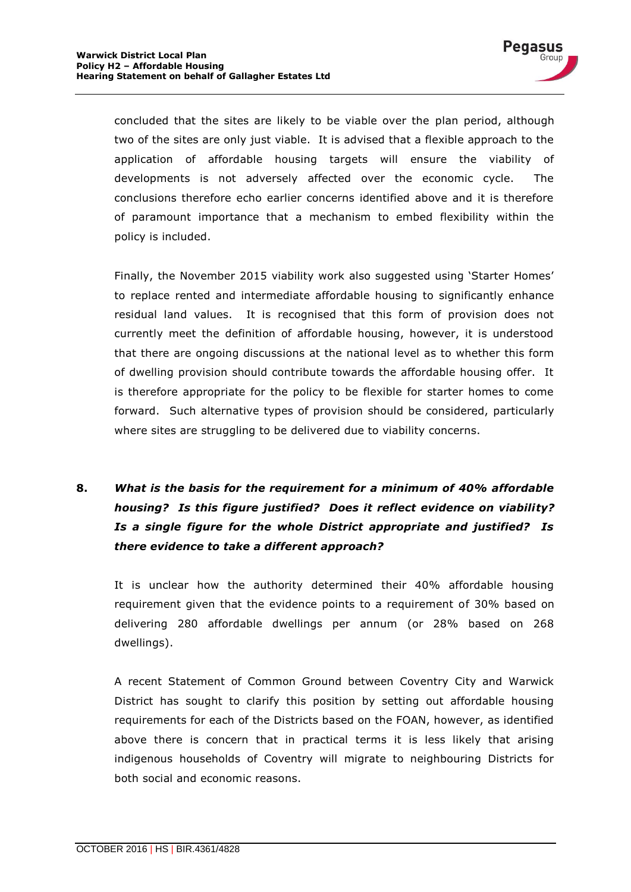concluded that the sites are likely to be viable over the plan period, although two of the sites are only just viable. It is advised that a flexible approach to the application of affordable housing targets will ensure the viability of developments is not adversely affected over the economic cycle. The conclusions therefore echo earlier concerns identified above and it is therefore of paramount importance that a mechanism to embed flexibility within the policy is included.

Finally, the November 2015 viability work also suggested using 'Starter Homes' to replace rented and intermediate affordable housing to significantly enhance residual land values. It is recognised that this form of provision does not currently meet the definition of affordable housing, however, it is understood that there are ongoing discussions at the national level as to whether this form of dwelling provision should contribute towards the affordable housing offer. It is therefore appropriate for the policy to be flexible for starter homes to come forward. Such alternative types of provision should be considered, particularly where sites are struggling to be delivered due to viability concerns.

**8. *What is the basis for the requirement for a minimum of 40% affordable housing? Is this figure justified? Does it reflect evidence on viability? Is a single figure for the whole District appropriate and justified? Is there evidence to take a different approach?***

It is unclear how the authority determined their 40% affordable housing requirement given that the evidence points to a requirement of 30% based on delivering 280 affordable dwellings per annum (or 28% based on 268 dwellings).

A recent Statement of Common Ground between Coventry City and Warwick District has sought to clarify this position by setting out affordable housing requirements for each of the Districts based on the FOAN, however, as identified above there is concern that in practical terms it is less likely that arising indigenous households of Coventry will migrate to neighbouring Districts for both social and economic reasons.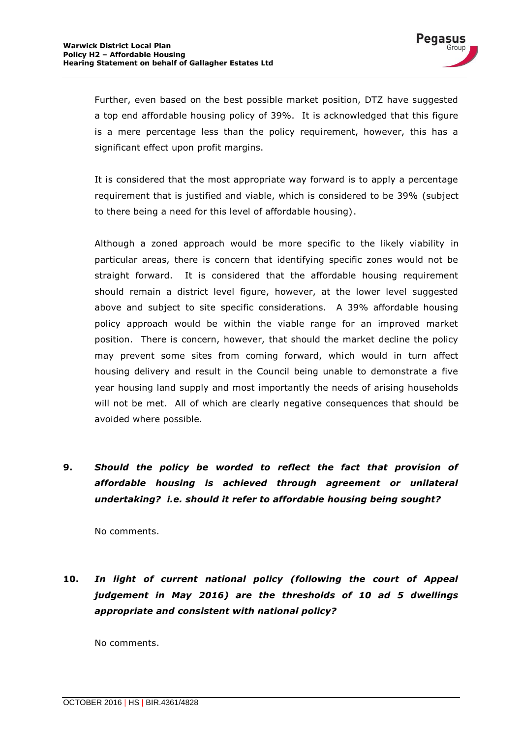Further, even based on the best possible market position, DTZ have suggested a top end affordable housing policy of 39%. It is acknowledged that this figure is a mere percentage less than the policy requirement, however, this has a significant effect upon profit margins.

It is considered that the most appropriate way forward is to apply a percentage requirement that is justified and viable, which is considered to be 39% (subject to there being a need for this level of affordable housing).

Although a zoned approach would be more specific to the likely viability in particular areas, there is concern that identifying specific zones would not be straight forward. It is considered that the affordable housing requirement should remain a district level figure, however, at the lower level suggested above and subject to site specific considerations. A 39% affordable housing policy approach would be within the viable range for an improved market position. There is concern, however, that should the market decline the policy may prevent some sites from coming forward, which would in turn affect housing delivery and result in the Council being unable to demonstrate a five year housing land supply and most importantly the needs of arising households will not be met. All of which are clearly negative consequences that should be avoided where possible.

**9. *Should the policy be worded to reflect the fact that provision of affordable housing is achieved through agreement or unilateral undertaking? i.e. should it refer to affordable housing being sought?***

No comments.

**10. *In light of current national policy (following the court of Appeal judgement in May 2016) are the thresholds of 10 ad 5 dwellings appropriate and consistent with national policy?***

No comments.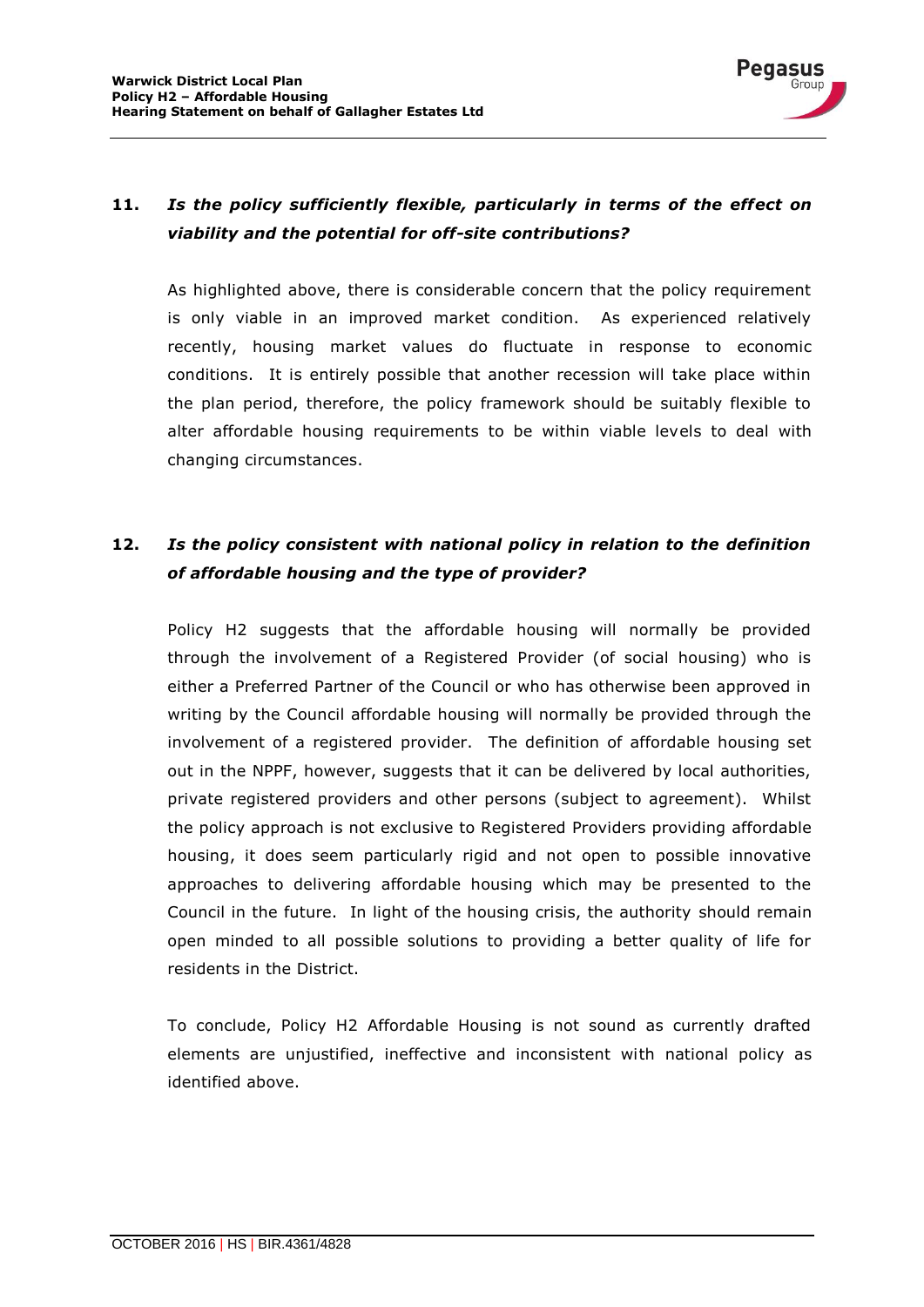**11.** ***Is the policy sufficiently flexible, particularly in terms of the effect on viability and the potential for off-site contributions?***

As highlighted above, there is considerable concern that the policy requirement is only viable in an improved market condition. As experienced relatively recently, housing market values do fluctuate in response to economic conditions. It is entirely possible that another recession will take place within the plan period, therefore, the policy framework should be suitably flexible to alter affordable housing requirements to be within viable levels to deal with changing circumstances.

**12.** ***Is the policy consistent with national policy in relation to the definition of affordable housing and the type of provider?***

Policy H2 suggests that the affordable housing will normally be provided through the involvement of a Registered Provider (of social housing) who is either a Preferred Partner of the Council or who has otherwise been approved in writing by the Council affordable housing will normally be provided through the involvement of a registered provider. The definition of affordable housing set out in the NPPF, however, suggests that it can be delivered by local authorities, private registered providers and other persons (subject to agreement). Whilst the policy approach is not exclusive to Registered Providers providing affordable housing, it does seem particularly rigid and not open to possible innovative approaches to delivering affordable housing which may be presented to the Council in the future. In light of the housing crisis, the authority should remain open minded to all possible solutions to providing a better quality of life for residents in the District.

To conclude, Policy H2 Affordable Housing is not sound as currently drafted elements are unjustified, ineffective and inconsistent with national policy as identified above.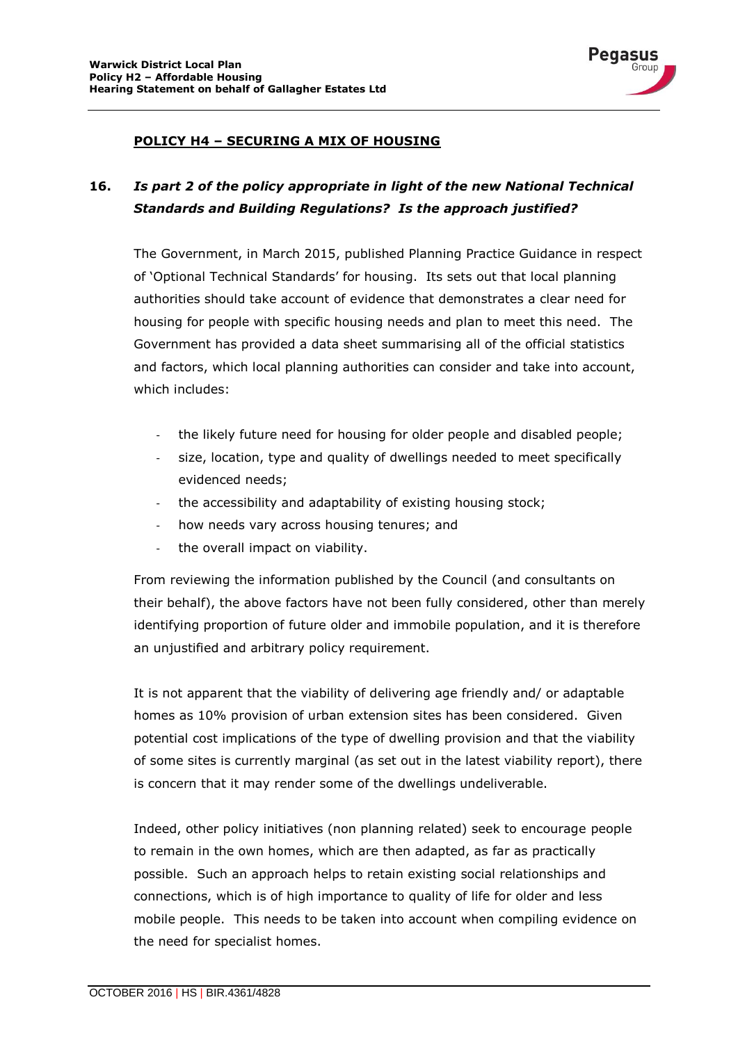## POLICY H4 – SECURING A MIX OF HOUSING

### 16. *Is part 2 of the policy appropriate in light of the new National Technical Standards and Building Regulations? Is the approach justified?*

The Government, in March 2015, published Planning Practice Guidance in respect of 'Optional Technical Standards' for housing. Its sets out that local planning authorities should take account of evidence that demonstrates a clear need for housing for people with specific housing needs and plan to meet this need. The Government has provided a data sheet summarising all of the official statistics and factors, which local planning authorities can consider and take into account, which includes:

- the likely future need for housing for older people and disabled people;
- size, location, type and quality of dwellings needed to meet specifically evidenced needs;
- the accessibility and adaptability of existing housing stock;
- how needs vary across housing tenures; and
- the overall impact on viability.

From reviewing the information published by the Council (and consultants on their behalf), the above factors have not been fully considered, other than merely identifying proportion of future older and immobile population, and it is therefore an unjustified and arbitrary policy requirement.

It is not apparent that the viability of delivering age friendly and/ or adaptable homes as 10% provision of urban extension sites has been considered. Given potential cost implications of the type of dwelling provision and that the viability of some sites is currently marginal (as set out in the latest viability report), there is concern that it may render some of the dwellings undeliverable.

Indeed, other policy initiatives (non planning related) seek to encourage people to remain in the own homes, which are then adapted, as far as practically possible. Such an approach helps to retain existing social relationships and connections, which is of high importance to quality of life for older and less mobile people. This needs to be taken into account when compiling evidence on the need for specialist homes.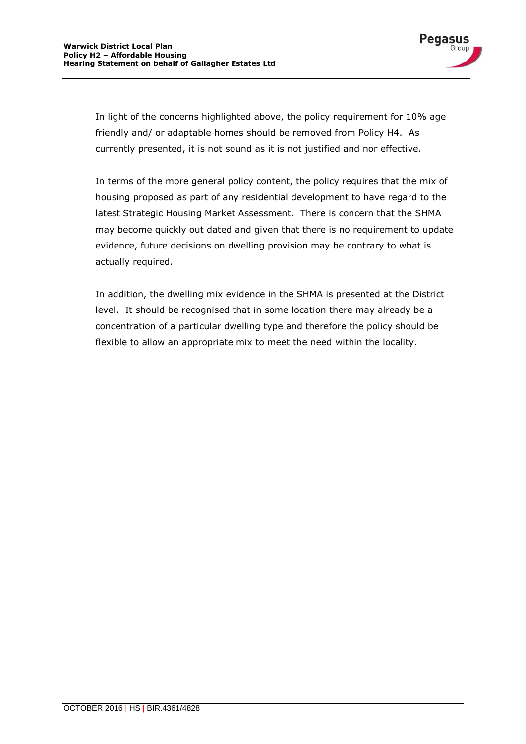In light of the concerns highlighted above, the policy requirement for 10% age friendly and/ or adaptable homes should be removed from Policy H4. As currently presented, it is not sound as it is not justified and nor effective.

In terms of the more general policy content, the policy requires that the mix of housing proposed as part of any residential development to have regard to the latest Strategic Housing Market Assessment. There is concern that the SHMA may become quickly out dated and given that there is no requirement to update evidence, future decisions on dwelling provision may be contrary to what is actually required.

In addition, the dwelling mix evidence in the SHMA is presented at the District level. It should be recognised that in some location there may already be a concentration of a particular dwelling type and therefore the policy should be flexible to allow an appropriate mix to meet the need within the locality.